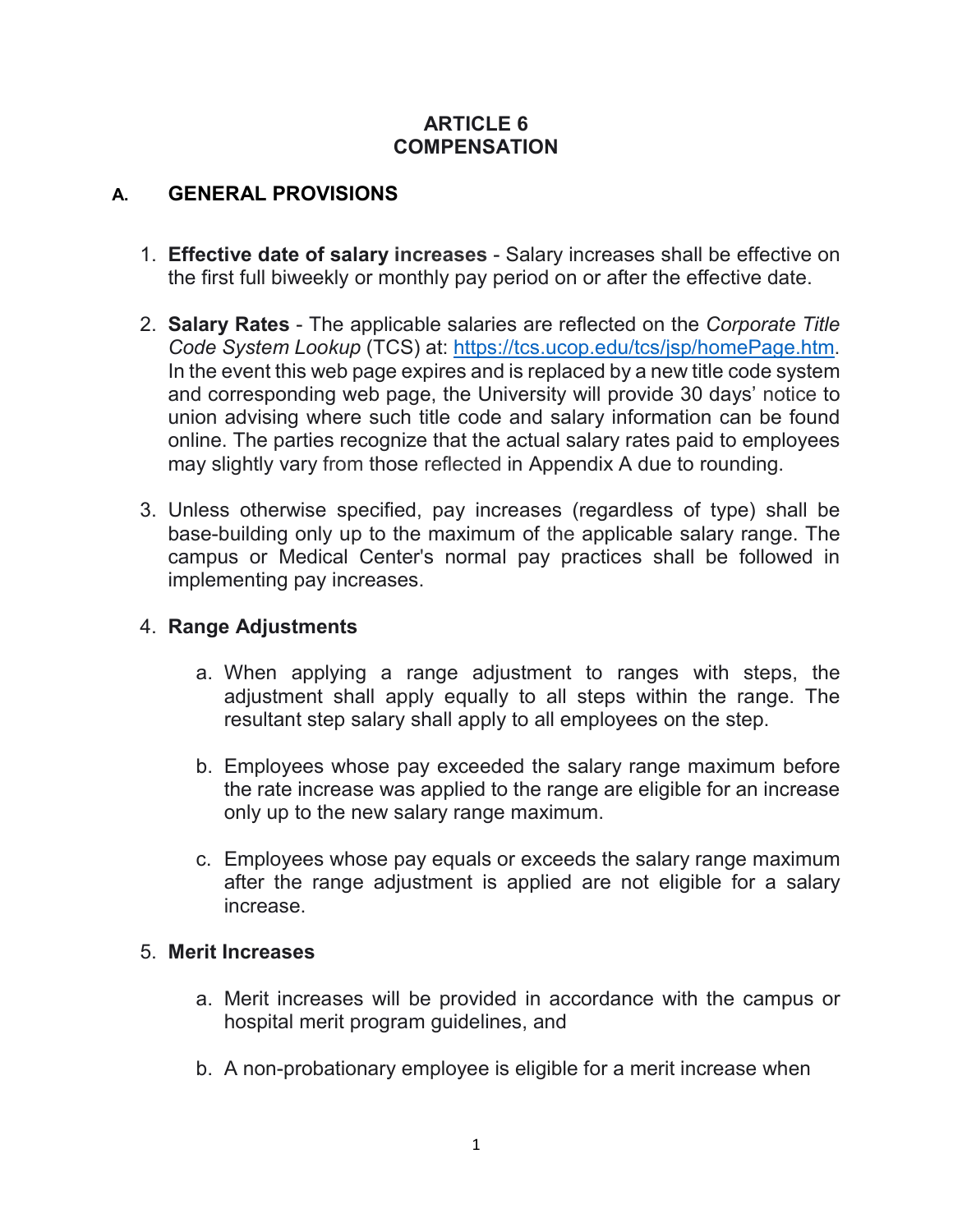# ARTICLE 6
# COMPENSATION

## A. GENERAL PROVISIONS

1. **Effective date of salary increases** - Salary increases shall be effective on the first full biweekly or monthly pay period on or after the effective date.

2. **Salary Rates** - The applicable salaries are reflected on the *Corporate Title Code System Lookup* (TCS) at: https://tcs.ucop.edu/tcs/jsp/homePage.htm. In the event this web page expires and is replaced by a new title code system and corresponding web page, the University will provide 30 days' notice to union advising where such title code and salary information can be found online. The parties recognize that the actual salary rates paid to employees may slightly vary from those reflected in Appendix A due to rounding.

3. Unless otherwise specified, pay increases (regardless of type) shall be base-building only up to the maximum of the applicable salary range. The campus or Medical Center's normal pay practices shall be followed in implementing pay increases.

4. **Range Adjustments**

   a. When applying a range adjustment to ranges with steps, the adjustment shall apply equally to all steps within the range. The resultant step salary shall apply to all employees on the step.

   b. Employees whose pay exceeded the salary range maximum before the rate increase was applied to the range are eligible for an increase only up to the new salary range maximum.

   c. Employees whose pay equals or exceeds the salary range maximum after the range adjustment is applied are not eligible for a salary increase.

5. **Merit Increases**

   a. Merit increases will be provided in accordance with the campus or hospital merit program guidelines, and

   b. A non-probationary employee is eligible for a merit increase when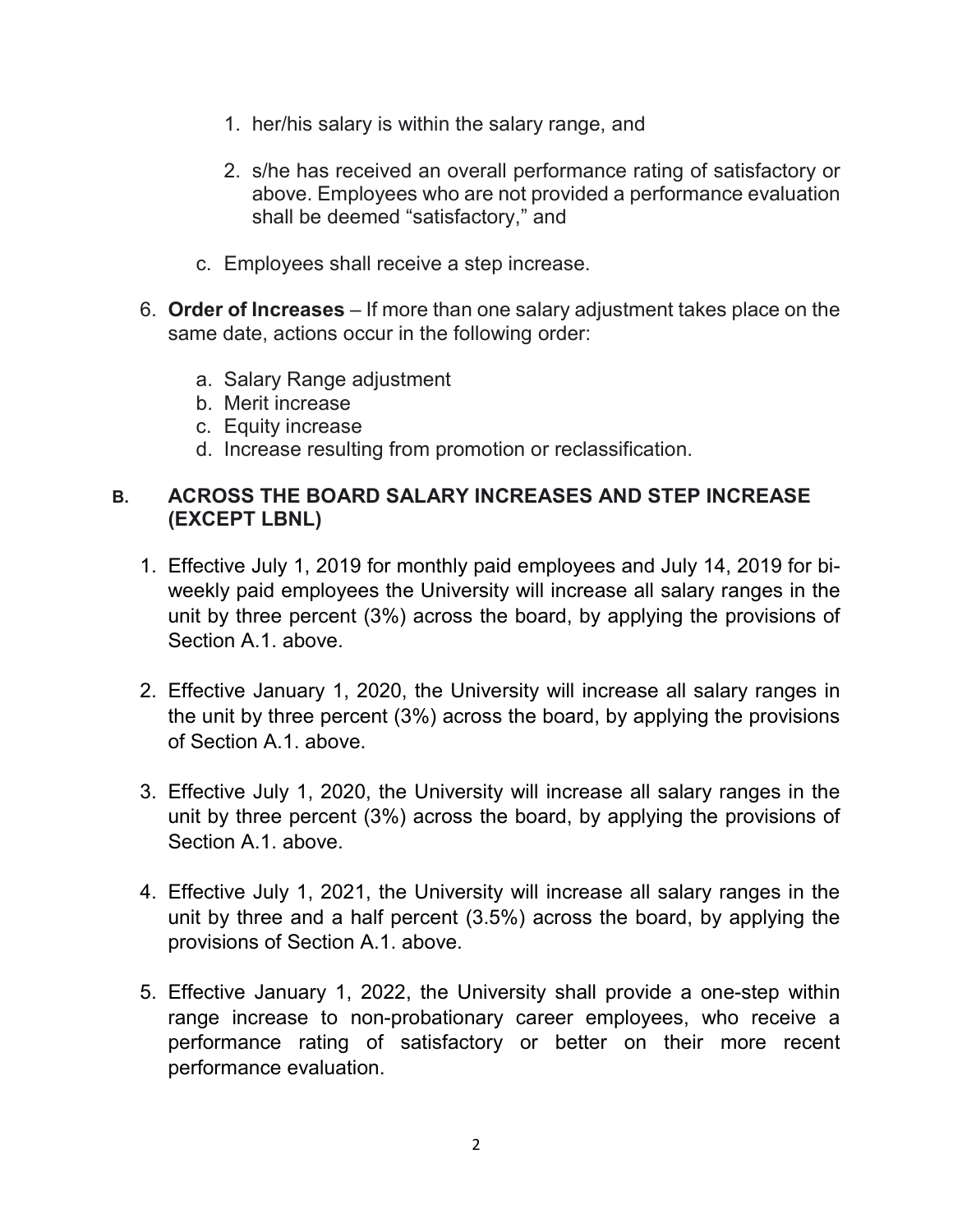1. her/his salary is within the salary range, and

2. s/he has received an overall performance rating of satisfactory or above. Employees who are not provided a performance evaluation shall be deemed "satisfactory," and

c. Employees shall receive a step increase.

6. **Order of Increases** – If more than one salary adjustment takes place on the same date, actions occur in the following order:

   a. Salary Range adjustment
   b. Merit increase
   c. Equity increase
   d. Increase resulting from promotion or reclassification.

## B. ACROSS THE BOARD SALARY INCREASES AND STEP INCREASE (EXCEPT LBNL)

1. Effective July 1, 2019 for monthly paid employees and July 14, 2019 for bi-weekly paid employees the University will increase all salary ranges in the unit by three percent (3%) across the board, by applying the provisions of Section A.1. above.

2. Effective January 1, 2020, the University will increase all salary ranges in the unit by three percent (3%) across the board, by applying the provisions of Section A.1. above.

3. Effective July 1, 2020, the University will increase all salary ranges in the unit by three percent (3%) across the board, by applying the provisions of Section A.1. above.

4. Effective July 1, 2021, the University will increase all salary ranges in the unit by three and a half percent (3.5%) across the board, by applying the provisions of Section A.1. above.

5. Effective January 1, 2022, the University shall provide a one-step within range increase to non-probationary career employees, who receive a performance rating of satisfactory or better on their more recent performance evaluation.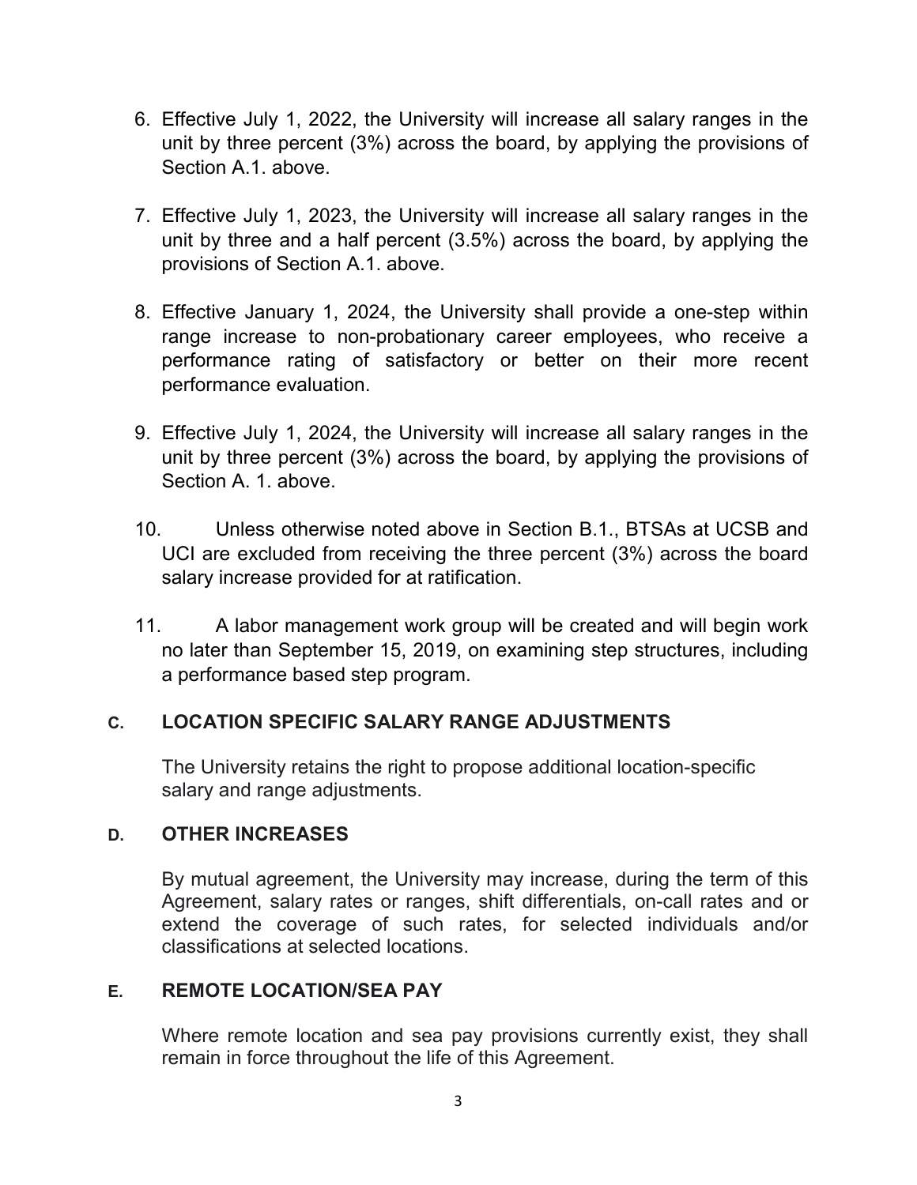6. Effective July 1, 2022, the University will increase all salary ranges in the unit by three percent (3%) across the board, by applying the provisions of Section A.1. above.

7. Effective July 1, 2023, the University will increase all salary ranges in the unit by three and a half percent (3.5%) across the board, by applying the provisions of Section A.1. above.

8. Effective January 1, 2024, the University shall provide a one-step within range increase to non-probationary career employees, who receive a performance rating of satisfactory or better on their more recent performance evaluation.

9. Effective July 1, 2024, the University will increase all salary ranges in the unit by three percent (3%) across the board, by applying the provisions of Section A. 1. above.

10. Unless otherwise noted above in Section B.1., BTSAs at UCSB and UCI are excluded from receiving the three percent (3%) across the board salary increase provided for at ratification.

11. A labor management work group will be created and will begin work no later than September 15, 2019, on examining step structures, including a performance based step program.

## C. LOCATION SPECIFIC SALARY RANGE ADJUSTMENTS

The University retains the right to propose additional location-specific salary and range adjustments.

## D. OTHER INCREASES

By mutual agreement, the University may increase, during the term of this Agreement, salary rates or ranges, shift differentials, on-call rates and or extend the coverage of such rates, for selected individuals and/or classifications at selected locations.

## E. REMOTE LOCATION/SEA PAY

Where remote location and sea pay provisions currently exist, they shall remain in force throughout the life of this Agreement.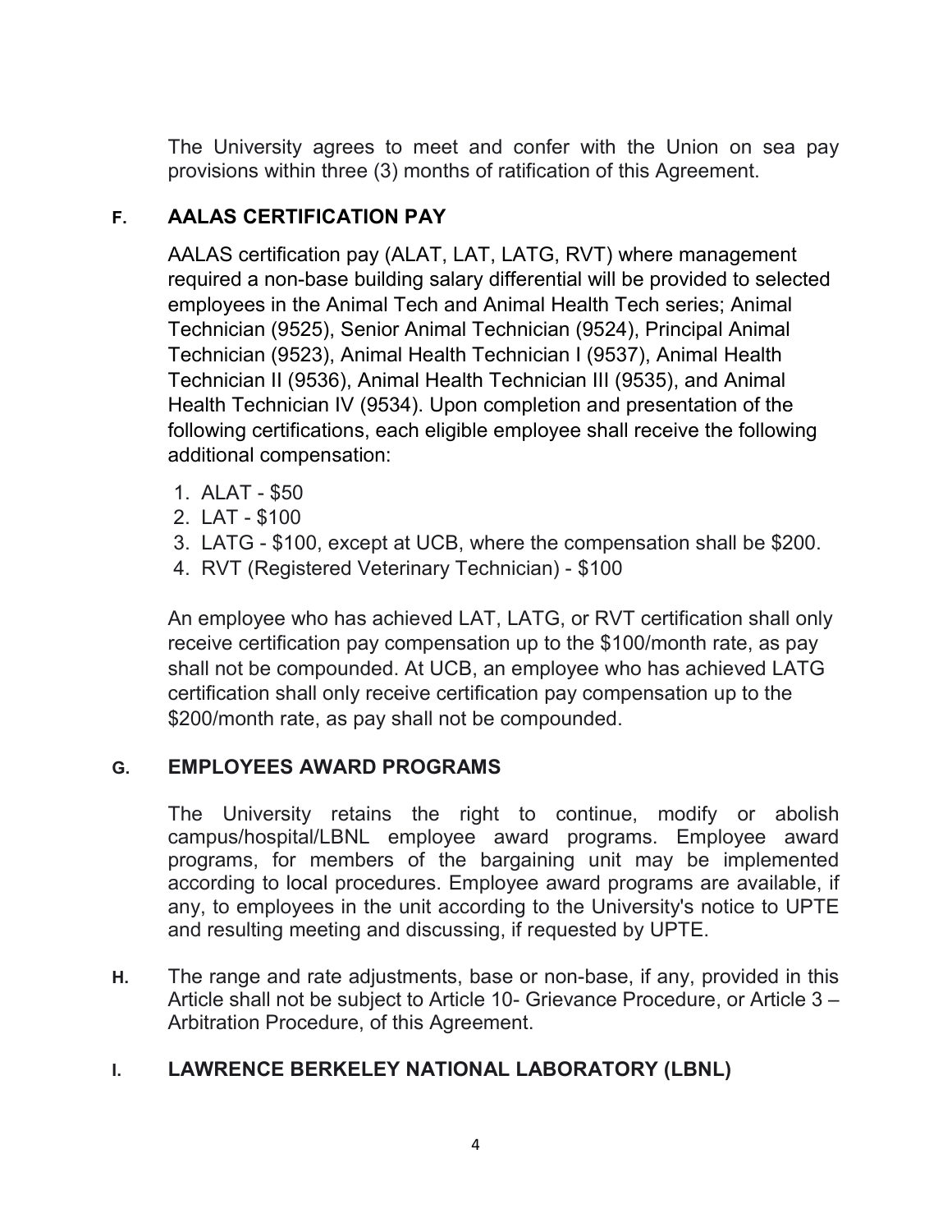The University agrees to meet and confer with the Union on sea pay provisions within three (3) months of ratification of this Agreement.

## F. AALAS CERTIFICATION PAY

AALAS certification pay (ALAT, LAT, LATG, RVT) where management required a non-base building salary differential will be provided to selected employees in the Animal Tech and Animal Health Tech series; Animal Technician (9525), Senior Animal Technician (9524), Principal Animal Technician (9523), Animal Health Technician I (9537), Animal Health Technician II (9536), Animal Health Technician III (9535), and Animal Health Technician IV (9534). Upon completion and presentation of the following certifications, each eligible employee shall receive the following additional compensation:

1. ALAT - $50
2. LAT - $100
3. LATG - $100, except at UCB, where the compensation shall be $200.
4. RVT (Registered Veterinary Technician) - $100

An employee who has achieved LAT, LATG, or RVT certification shall only receive certification pay compensation up to the $100/month rate, as pay shall not be compounded. At UCB, an employee who has achieved LATG certification shall only receive certification pay compensation up to the $200/month rate, as pay shall not be compounded.

## G. EMPLOYEES AWARD PROGRAMS

The University retains the right to continue, modify or abolish campus/hospital/LBNL employee award programs. Employee award programs, for members of the bargaining unit may be implemented according to local procedures. Employee award programs are available, if any, to employees in the unit according to the University's notice to UPTE and resulting meeting and discussing, if requested by UPTE.

**H.** The range and rate adjustments, base or non-base, if any, provided in this Article shall not be subject to Article 10- Grievance Procedure, or Article 3 – Arbitration Procedure, of this Agreement.

## I. LAWRENCE BERKELEY NATIONAL LABORATORY (LBNL)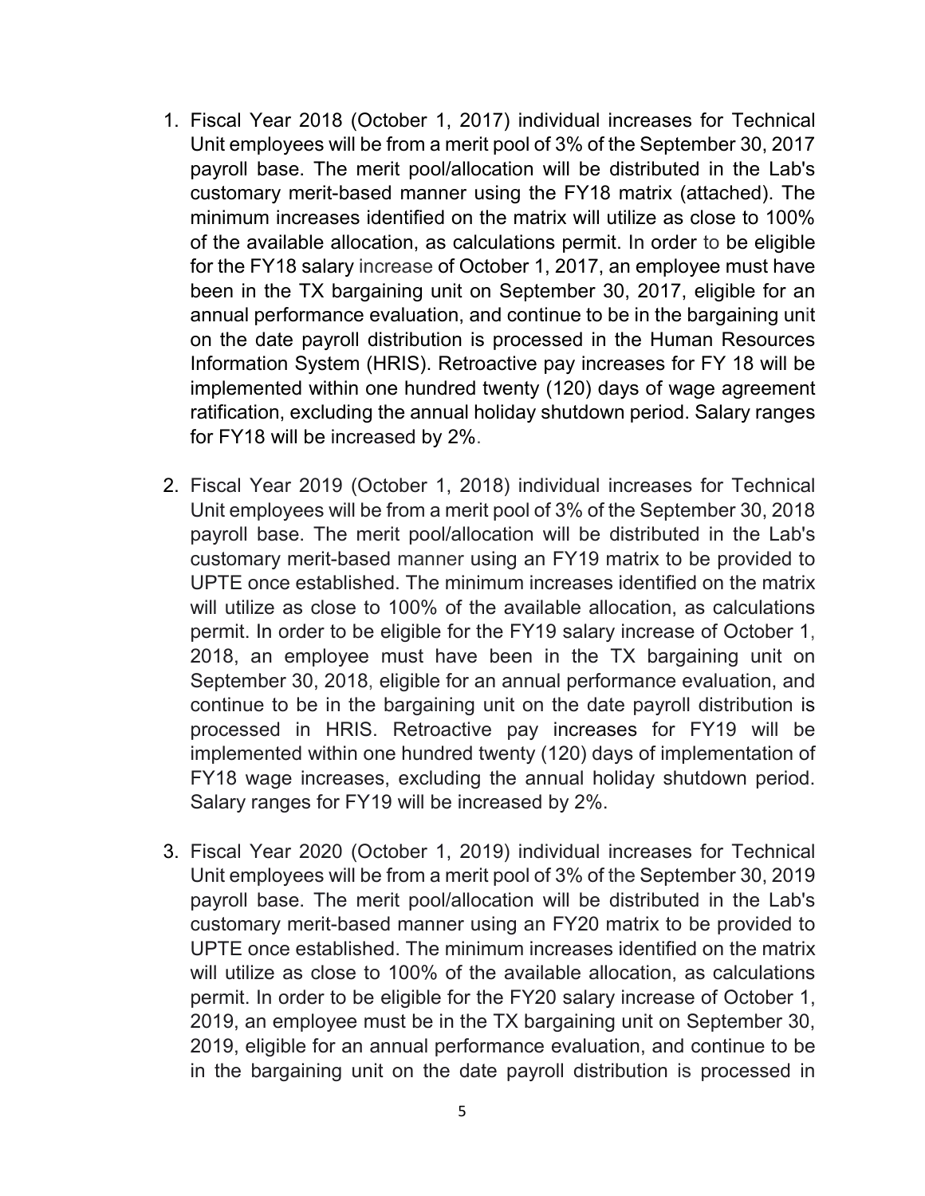1. Fiscal Year 2018 (October 1, 2017) individual increases for Technical Unit employees will be from a merit pool of 3% of the September 30, 2017 payroll base. The merit pool/allocation will be distributed in the Lab's customary merit-based manner using the FY18 matrix (attached). The minimum increases identified on the matrix will utilize as close to 100% of the available allocation, as calculations permit. In order to be eligible for the FY18 salary increase of October 1, 2017, an employee must have been in the TX bargaining unit on September 30, 2017, eligible for an annual performance evaluation, and continue to be in the bargaining unit on the date payroll distribution is processed in the Human Resources Information System (HRIS). Retroactive pay increases for FY 18 will be implemented within one hundred twenty (120) days of wage agreement ratification, excluding the annual holiday shutdown period. Salary ranges for FY18 will be increased by 2%.

2. Fiscal Year 2019 (October 1, 2018) individual increases for Technical Unit employees will be from a merit pool of 3% of the September 30, 2018 payroll base. The merit pool/allocation will be distributed in the Lab's customary merit-based manner using an FY19 matrix to be provided to UPTE once established. The minimum increases identified on the matrix will utilize as close to 100% of the available allocation, as calculations permit. In order to be eligible for the FY19 salary increase of October 1, 2018, an employee must have been in the TX bargaining unit on September 30, 2018, eligible for an annual performance evaluation, and continue to be in the bargaining unit on the date payroll distribution is processed in HRIS. Retroactive pay increases for FY19 will be implemented within one hundred twenty (120) days of implementation of FY18 wage increases, excluding the annual holiday shutdown period. Salary ranges for FY19 will be increased by 2%.

3. Fiscal Year 2020 (October 1, 2019) individual increases for Technical Unit employees will be from a merit pool of 3% of the September 30, 2019 payroll base. The merit pool/allocation will be distributed in the Lab's customary merit-based manner using an FY20 matrix to be provided to UPTE once established. The minimum increases identified on the matrix will utilize as close to 100% of the available allocation, as calculations permit. In order to be eligible for the FY20 salary increase of October 1, 2019, an employee must be in the TX bargaining unit on September 30, 2019, eligible for an annual performance evaluation, and continue to be in the bargaining unit on the date payroll distribution is processed in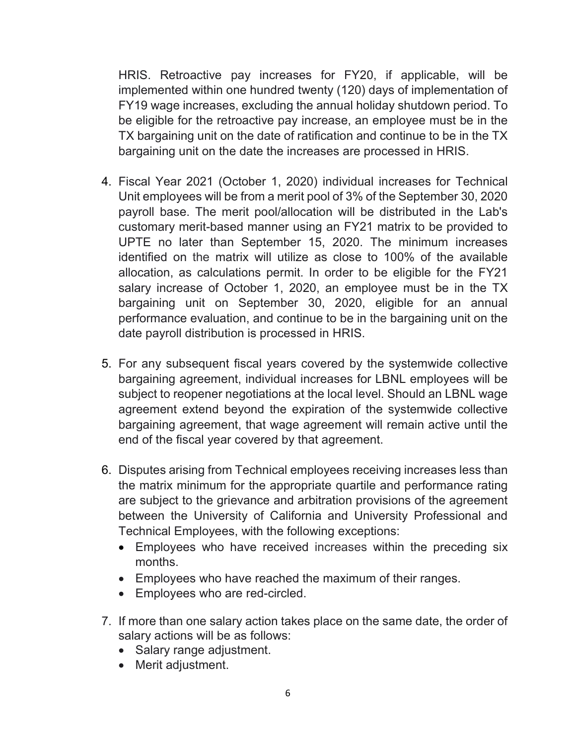HRIS. Retroactive pay increases for FY20, if applicable, will be implemented within one hundred twenty (120) days of implementation of FY19 wage increases, excluding the annual holiday shutdown period. To be eligible for the retroactive pay increase, an employee must be in the TX bargaining unit on the date of ratification and continue to be in the TX bargaining unit on the date the increases are processed in HRIS.

4. Fiscal Year 2021 (October 1, 2020) individual increases for Technical Unit employees will be from a merit pool of 3% of the September 30, 2020 payroll base. The merit pool/allocation will be distributed in the Lab's customary merit-based manner using an FY21 matrix to be provided to UPTE no later than September 15, 2020. The minimum increases identified on the matrix will utilize as close to 100% of the available allocation, as calculations permit. In order to be eligible for the FY21 salary increase of October 1, 2020, an employee must be in the TX bargaining unit on September 30, 2020, eligible for an annual performance evaluation, and continue to be in the bargaining unit on the date payroll distribution is processed in HRIS.

5. For any subsequent fiscal years covered by the systemwide collective bargaining agreement, individual increases for LBNL employees will be subject to reopener negotiations at the local level. Should an LBNL wage agreement extend beyond the expiration of the systemwide collective bargaining agreement, that wage agreement will remain active until the end of the fiscal year covered by that agreement.

6. Disputes arising from Technical employees receiving increases less than the matrix minimum for the appropriate quartile and performance rating are subject to the grievance and arbitration provisions of the agreement between the University of California and University Professional and Technical Employees, with the following exceptions:
   - Employees who have received increases within the preceding six months.
   - Employees who have reached the maximum of their ranges.
   - Employees who are red-circled.

7. If more than one salary action takes place on the same date, the order of salary actions will be as follows:
   - Salary range adjustment.
   - Merit adjustment.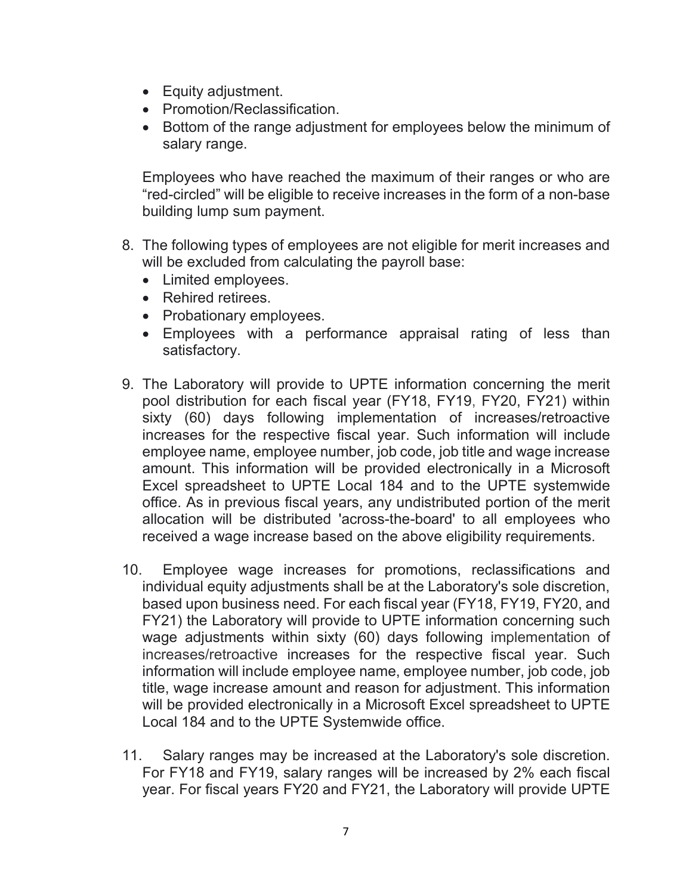- Equity adjustment.
- Promotion/Reclassification.
- Bottom of the range adjustment for employees below the minimum of salary range.

Employees who have reached the maximum of their ranges or who are "red-circled" will be eligible to receive increases in the form of a non-base building lump sum payment.

8. The following types of employees are not eligible for merit increases and will be excluded from calculating the payroll base:
   - Limited employees.
   - Rehired retirees.
   - Probationary employees.
   - Employees with a performance appraisal rating of less than satisfactory.

9. The Laboratory will provide to UPTE information concerning the merit pool distribution for each fiscal year (FY18, FY19, FY20, FY21) within sixty (60) days following implementation of increases/retroactive increases for the respective fiscal year. Such information will include employee name, employee number, job code, job title and wage increase amount. This information will be provided electronically in a Microsoft Excel spreadsheet to UPTE Local 184 and to the UPTE systemwide office. As in previous fiscal years, any undistributed portion of the merit allocation will be distributed 'across-the-board' to all employees who received a wage increase based on the above eligibility requirements.

10. Employee wage increases for promotions, reclassifications and individual equity adjustments shall be at the Laboratory's sole discretion, based upon business need. For each fiscal year (FY18, FY19, FY20, and FY21) the Laboratory will provide to UPTE information concerning such wage adjustments within sixty (60) days following implementation of increases/retroactive increases for the respective fiscal year. Such information will include employee name, employee number, job code, job title, wage increase amount and reason for adjustment. This information will be provided electronically in a Microsoft Excel spreadsheet to UPTE Local 184 and to the UPTE Systemwide office.

11. Salary ranges may be increased at the Laboratory's sole discretion. For FY18 and FY19, salary ranges will be increased by 2% each fiscal year. For fiscal years FY20 and FY21, the Laboratory will provide UPTE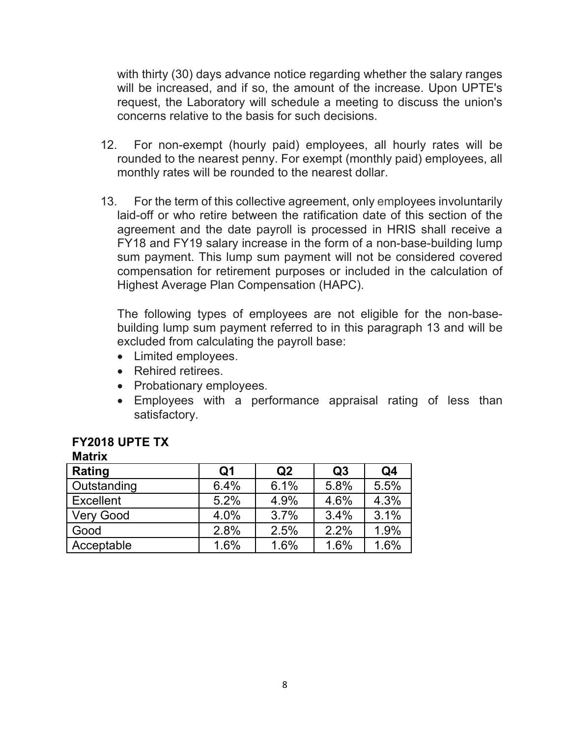with thirty (30) days advance notice regarding whether the salary ranges will be increased, and if so, the amount of the increase. Upon UPTE's request, the Laboratory will schedule a meeting to discuss the union's concerns relative to the basis for such decisions.

12. For non-exempt (hourly paid) employees, all hourly rates will be rounded to the nearest penny. For exempt (monthly paid) employees, all monthly rates will be rounded to the nearest dollar.

13. For the term of this collective agreement, only employees involuntarily laid-off or who retire between the ratification date of this section of the agreement and the date payroll is processed in HRIS shall receive a FY18 and FY19 salary increase in the form of a non-base-building lump sum payment. This lump sum payment will not be considered covered compensation for retirement purposes or included in the calculation of Highest Average Plan Compensation (HAPC).

    The following types of employees are not eligible for the non-base-building lump sum payment referred to in this paragraph 13 and will be excluded from calculating the payroll base:

    - Limited employees.
    - Rehired retirees.
    - Probationary employees.
    - Employees with a performance appraisal rating of less than satisfactory.

**FY2018 UPTE TX**
**Matrix**

| Rating | Q1 | Q2 | Q3 | Q4 |
|---|---|---|---|---|
| Outstanding | 6.4% | 6.1% | 5.8% | 5.5% |
| Excellent | 5.2% | 4.9% | 4.6% | 4.3% |
| Very Good | 4.0% | 3.7% | 3.4% | 3.1% |
| Good | 2.8% | 2.5% | 2.2% | 1.9% |
| Acceptable | 1.6% | 1.6% | 1.6% | 1.6% |